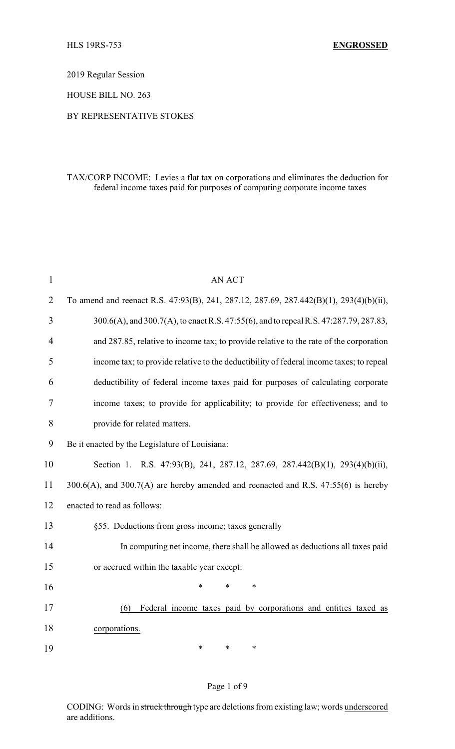HLS 19RS-753 **ENGROSSED**

2019 Regular Session

HOUSE BILL NO. 263

BY REPRESENTATIVE STOKES

TAX/CORP INCOME: Levies a flat tax on corporations and eliminates the deduction for federal income taxes paid for purposes of computing corporate income taxes

AN ACT

To amend and reenact R.S. 47:93(B), 241, 287.12, 287.69, 287.442(B)(1), 293(4)(b)(ii), 300.6(A), and 300.7(A), to enact R.S. 47:55(6), and to repeal R.S. 47:287.79, 287.83, and 287.85, relative to income tax; to provide relative to the rate of the corporation income tax; to provide relative to the deductibility of federal income taxes; to repeal deductibility of federal income taxes paid for purposes of calculating corporate income taxes; to provide for applicability; to provide for effectiveness; and to provide for related matters.

Be it enacted by the Legislature of Louisiana:

Section 1. R.S. 47:93(B), 241, 287.12, 287.69, 287.442(B)(1), 293(4)(b)(ii), 300.6(A), and 300.7(A) are hereby amended and reenacted and R.S. 47:55(6) is hereby enacted to read as follows:

§55. Deductions from gross income; taxes generally

In computing net income, there shall be allowed as deductions all taxes paid or accrued within the taxable year except:

\* \* \*

<u>(6) Federal income taxes paid by corporations and entities taxed as corporations.</u>

\* \* \*

CODING: Words in ~~struck through~~ type are deletions from existing law; words <u>underscored</u> are additions.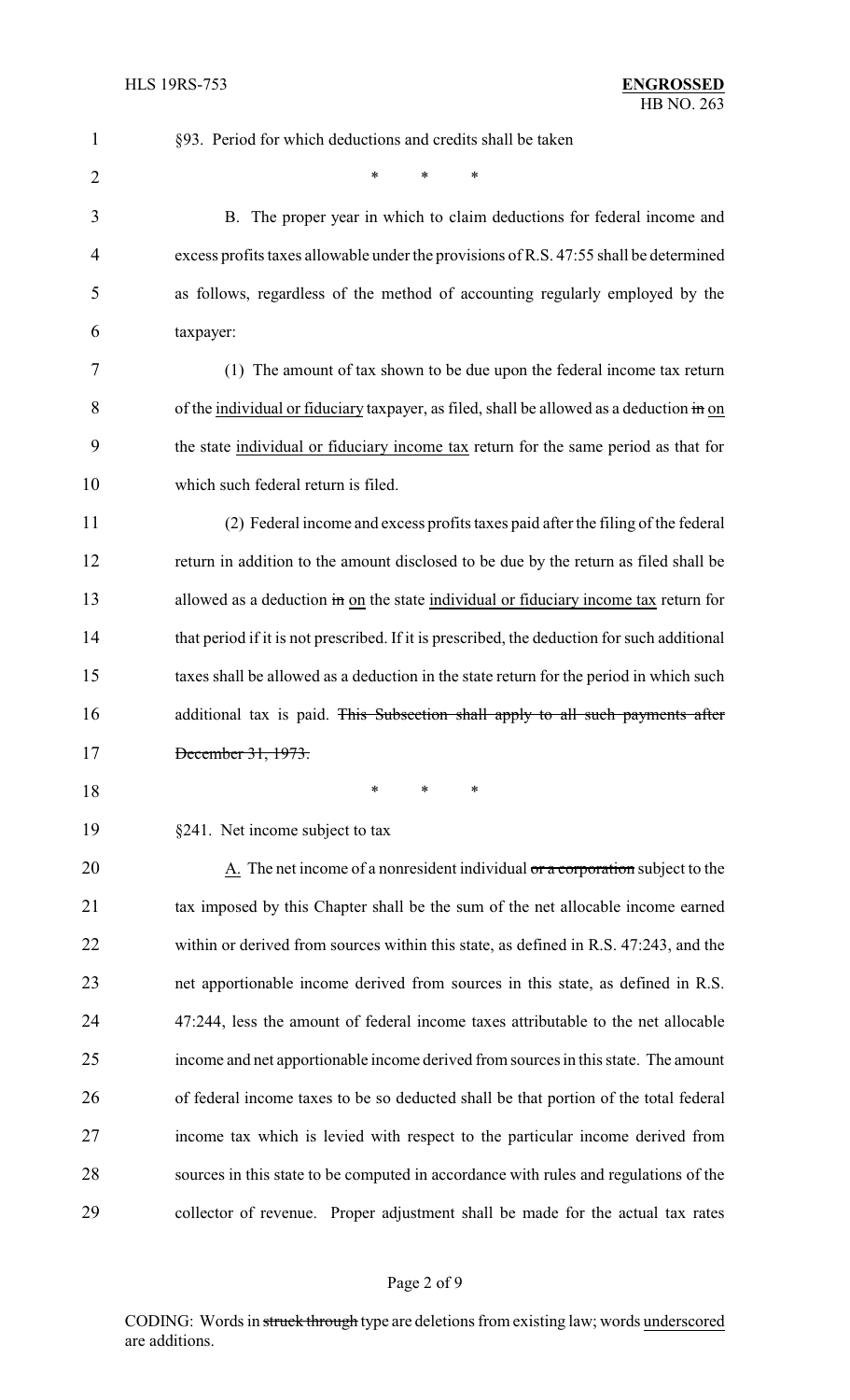§93. Period for which deductions and credits shall be taken

\* \* \*

B. The proper year in which to claim deductions for federal income and excess profits taxes allowable under the provisions of R.S. 47:55 shall be determined as follows, regardless of the method of accounting regularly employed by the taxpayer:

(1) The amount of tax shown to be due upon the federal income tax return of the <u>individual or fiduciary</u> taxpayer, as filed, shall be allowed as a deduction ~~in~~ <u>on</u> the state <u>individual or fiduciary income tax</u> return for the same period as that for which such federal return is filed.

(2) Federal income and excess profits taxes paid after the filing of the federal return in addition to the amount disclosed to be due by the return as filed shall be allowed as a deduction ~~in~~ <u>on</u> the state <u>individual or fiduciary income tax</u> return for that period if it is not prescribed. If it is prescribed, the deduction for such additional taxes shall be allowed as a deduction in the state return for the period in which such additional tax is paid. ~~This Subsection shall apply to all such payments after December 31, 1973.~~

\* \* \*

§241. Net income subject to tax

<u>A.</u> The net income of a nonresident individual ~~or a corporation~~ subject to the tax imposed by this Chapter shall be the sum of the net allocable income earned within or derived from sources within this state, as defined in R.S. 47:243, and the net apportionable income derived from sources in this state, as defined in R.S. 47:244, less the amount of federal income taxes attributable to the net allocable income and net apportionable income derived from sources in this state. The amount of federal income taxes to be so deducted shall be that portion of the total federal income tax which is levied with respect to the particular income derived from sources in this state to be computed in accordance with rules and regulations of the collector of revenue. Proper adjustment shall be made for the actual tax rates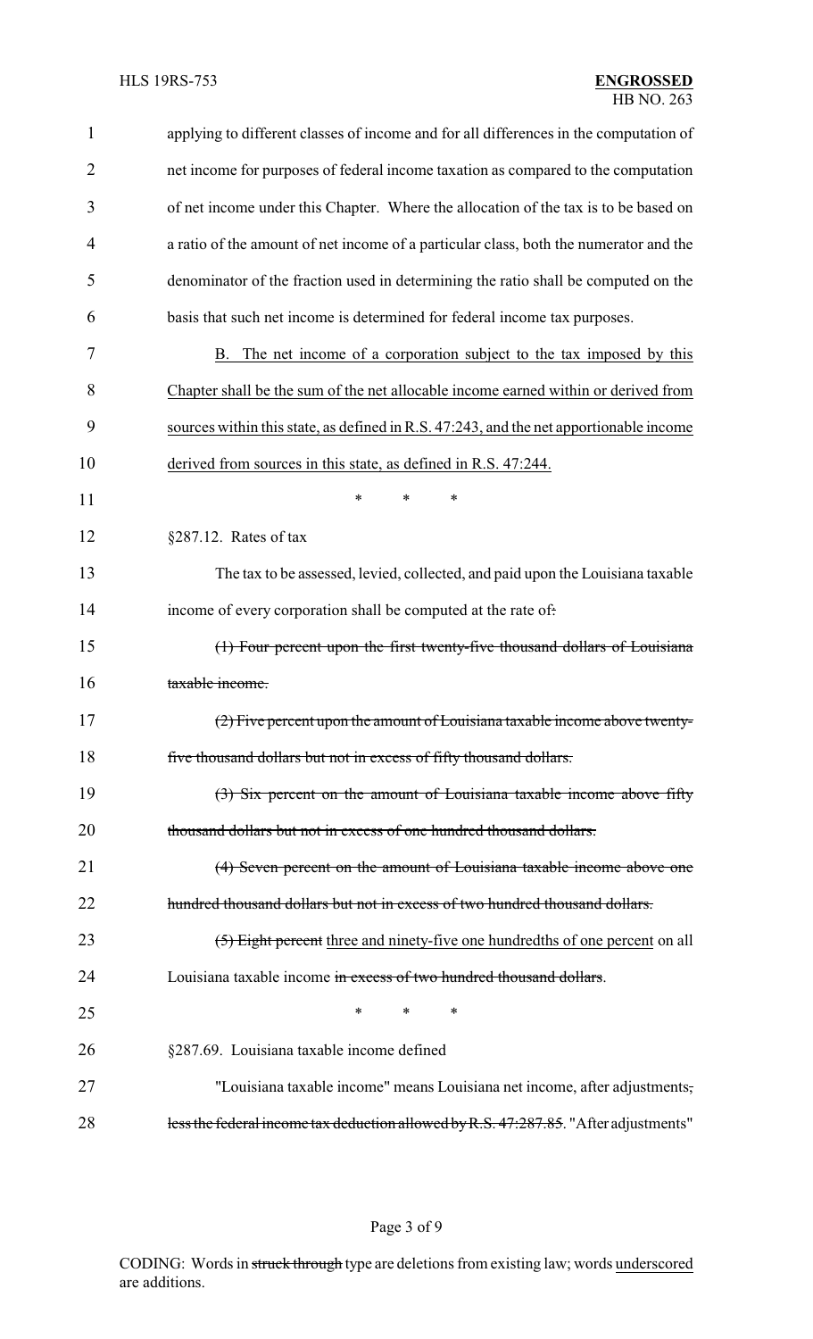applying to different classes of income and for all differences in the computation of net income for purposes of federal income taxation as compared to the computation of net income under this Chapter. Where the allocation of the tax is to be based on a ratio of the amount of net income of a particular class, both the numerator and the denominator of the fraction used in determining the ratio shall be computed on the basis that such net income is determined for federal income tax purposes.

<u>B. The net income of a corporation subject to the tax imposed by this Chapter shall be the sum of the net allocable income earned within or derived from sources within this state, as defined in R.S. 47:243, and the net apportionable income derived from sources in this state, as defined in R.S. 47:244.</u>

\* \* \*

§287.12. Rates of tax

The tax to be assessed, levied, collected, and paid upon the Louisiana taxable income of every corporation shall be computed at the rate of~~:~~

~~(1) Four percent upon the first twenty-five thousand dollars of Louisiana taxable income.~~

~~(2) Five percent upon the amount of Louisiana taxable income above twenty-five thousand dollars but not in excess of fifty thousand dollars.~~

~~(3) Six percent on the amount of Louisiana taxable income above fifty thousand dollars but not in excess of one hundred thousand dollars.~~

~~(4) Seven percent on the amount of Louisiana taxable income above one hundred thousand dollars but not in excess of two hundred thousand dollars.~~

~~(5) Eight percent~~ <u>three and ninety-five one hundredths of one percent</u> on all Louisiana taxable income ~~in excess of two hundred thousand dollars~~.

\* \* \*

§287.69. Louisiana taxable income defined

"Louisiana taxable income" means Louisiana net income, after adjustments~~, less the federal income tax deduction allowed by R.S. 47:287.85~~. "After adjustments"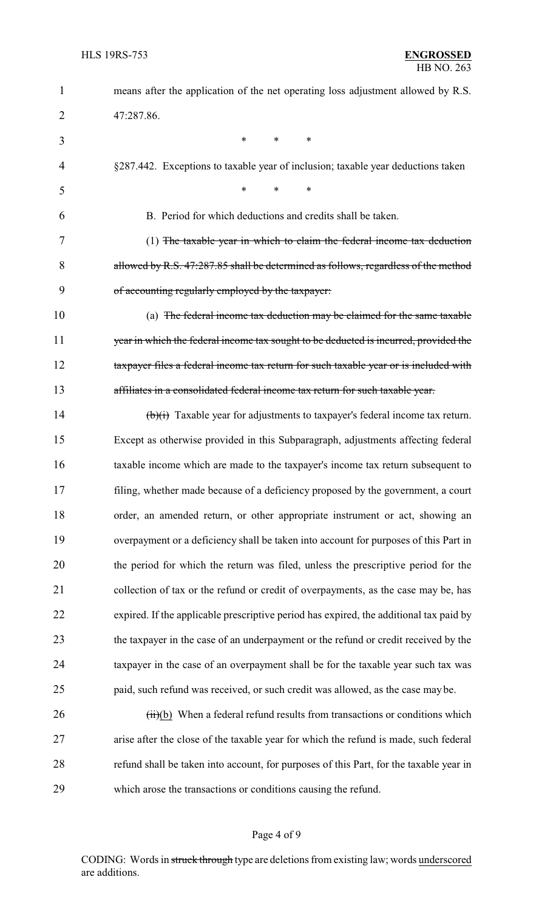means after the application of the net operating loss adjustment allowed by R.S. 47:287.86.

\* \* \*

§287.442. Exceptions to taxable year of inclusion; taxable year deductions taken

\* \* \*

B. Period for which deductions and credits shall be taken.

(1) ~~The taxable year in which to claim the federal income tax deduction allowed by R.S. 47:287.85 shall be determined as follows, regardless of the method of accounting regularly employed by the taxpayer:~~

(a) ~~The federal income tax deduction may be claimed for the same taxable year in which the federal income tax sought to be deducted is incurred, provided the taxpayer files a federal income tax return for such taxable year or is included with affiliates in a consolidated federal income tax return for such taxable year.~~

~~(b)(i)~~ Taxable year for adjustments to taxpayer's federal income tax return. Except as otherwise provided in this Subparagraph, adjustments affecting federal taxable income which are made to the taxpayer's income tax return subsequent to filing, whether made because of a deficiency proposed by the government, a court order, an amended return, or other appropriate instrument or act, showing an overpayment or a deficiency shall be taken into account for purposes of this Part in the period for which the return was filed, unless the prescriptive period for the collection of tax or the refund or credit of overpayments, as the case may be, has expired. If the applicable prescriptive period has expired, the additional tax paid by the taxpayer in the case of an underpayment or the refund or credit received by the taxpayer in the case of an overpayment shall be for the taxable year such tax was paid, such refund was received, or such credit was allowed, as the case may be.

~~(ii)~~<u>(b)</u> When a federal refund results from transactions or conditions which arise after the close of the taxable year for which the refund is made, such federal refund shall be taken into account, for purposes of this Part, for the taxable year in which arose the transactions or conditions causing the refund.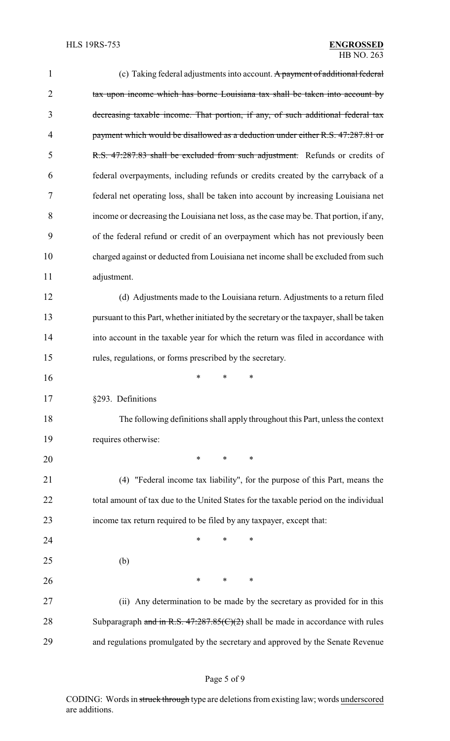(c) Taking federal adjustments into account. ~~A payment of additional federal tax upon income which has borne Louisiana tax shall be taken into account by decreasing taxable income. That portion, if any, of such additional federal tax payment which would be disallowed as a deduction under either R.S. 47:287.81 or R.S. 47:287.83 shall be excluded from such adjustment.~~ Refunds or credits of federal overpayments, including refunds or credits created by the carryback of a federal net operating loss, shall be taken into account by increasing Louisiana net income or decreasing the Louisiana net loss, as the case may be. That portion, if any, of the federal refund or credit of an overpayment which has not previously been charged against or deducted from Louisiana net income shall be excluded from such adjustment.

(d) Adjustments made to the Louisiana return. Adjustments to a return filed pursuant to this Part, whether initiated by the secretary or the taxpayer, shall be taken into account in the taxable year for which the return was filed in accordance with rules, regulations, or forms prescribed by the secretary.

\* \* \*

§293. Definitions

The following definitions shall apply throughout this Part, unless the context requires otherwise:

\* \* \*

(4) "Federal income tax liability", for the purpose of this Part, means the total amount of tax due to the United States for the taxable period on the individual income tax return required to be filed by any taxpayer, except that:

\* \* \*

(b)

\* \* \*

(ii) Any determination to be made by the secretary as provided for in this Subparagraph ~~and in R.S. 47:287.85(C)(2)~~ shall be made in accordance with rules and regulations promulgated by the secretary and approved by the Senate Revenue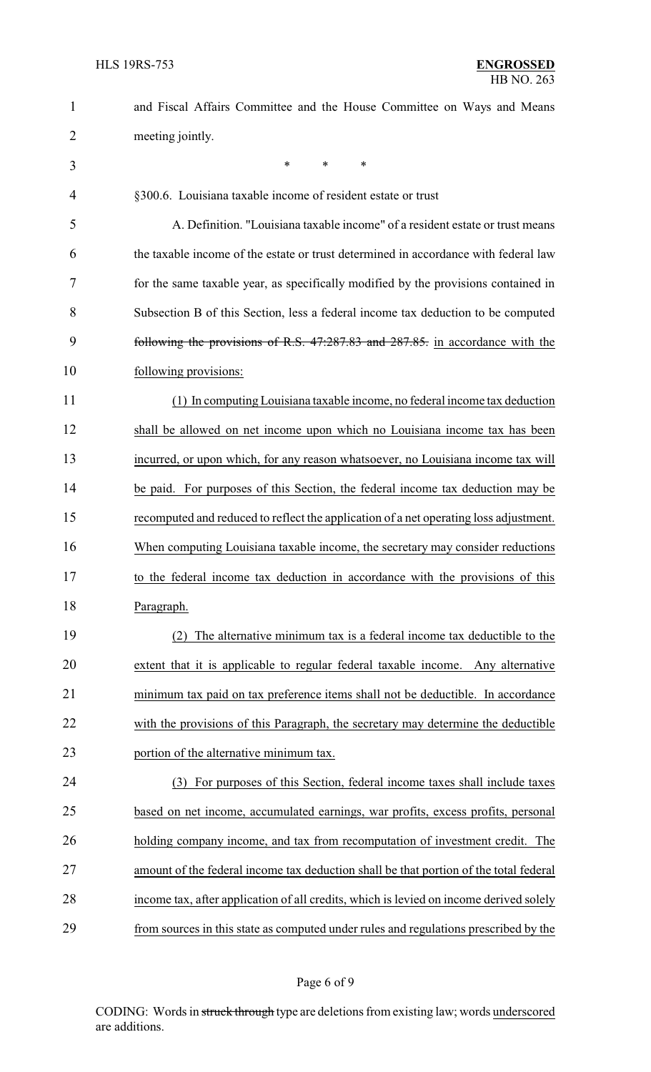and Fiscal Affairs Committee and the House Committee on Ways and Means meeting jointly.

\* \* \*

§300.6. Louisiana taxable income of resident estate or trust

A. Definition. "Louisiana taxable income" of a resident estate or trust means the taxable income of the estate or trust determined in accordance with federal law for the same taxable year, as specifically modified by the provisions contained in Subsection B of this Section, less a federal income tax deduction to be computed ~~following the provisions of R.S. 47:287.83 and 287.85.~~ in accordance with the following provisions:

(1) In computing Louisiana taxable income, no federal income tax deduction shall be allowed on net income upon which no Louisiana income tax has been incurred, or upon which, for any reason whatsoever, no Louisiana income tax will be paid. For purposes of this Section, the federal income tax deduction may be recomputed and reduced to reflect the application of a net operating loss adjustment. When computing Louisiana taxable income, the secretary may consider reductions to the federal income tax deduction in accordance with the provisions of this Paragraph.

(2) The alternative minimum tax is a federal income tax deductible to the extent that it is applicable to regular federal taxable income. Any alternative minimum tax paid on tax preference items shall not be deductible. In accordance with the provisions of this Paragraph, the secretary may determine the deductible portion of the alternative minimum tax.

(3) For purposes of this Section, federal income taxes shall include taxes based on net income, accumulated earnings, war profits, excess profits, personal holding company income, and tax from recomputation of investment credit. The amount of the federal income tax deduction shall be that portion of the total federal income tax, after application of all credits, which is levied on income derived solely from sources in this state as computed under rules and regulations prescribed by the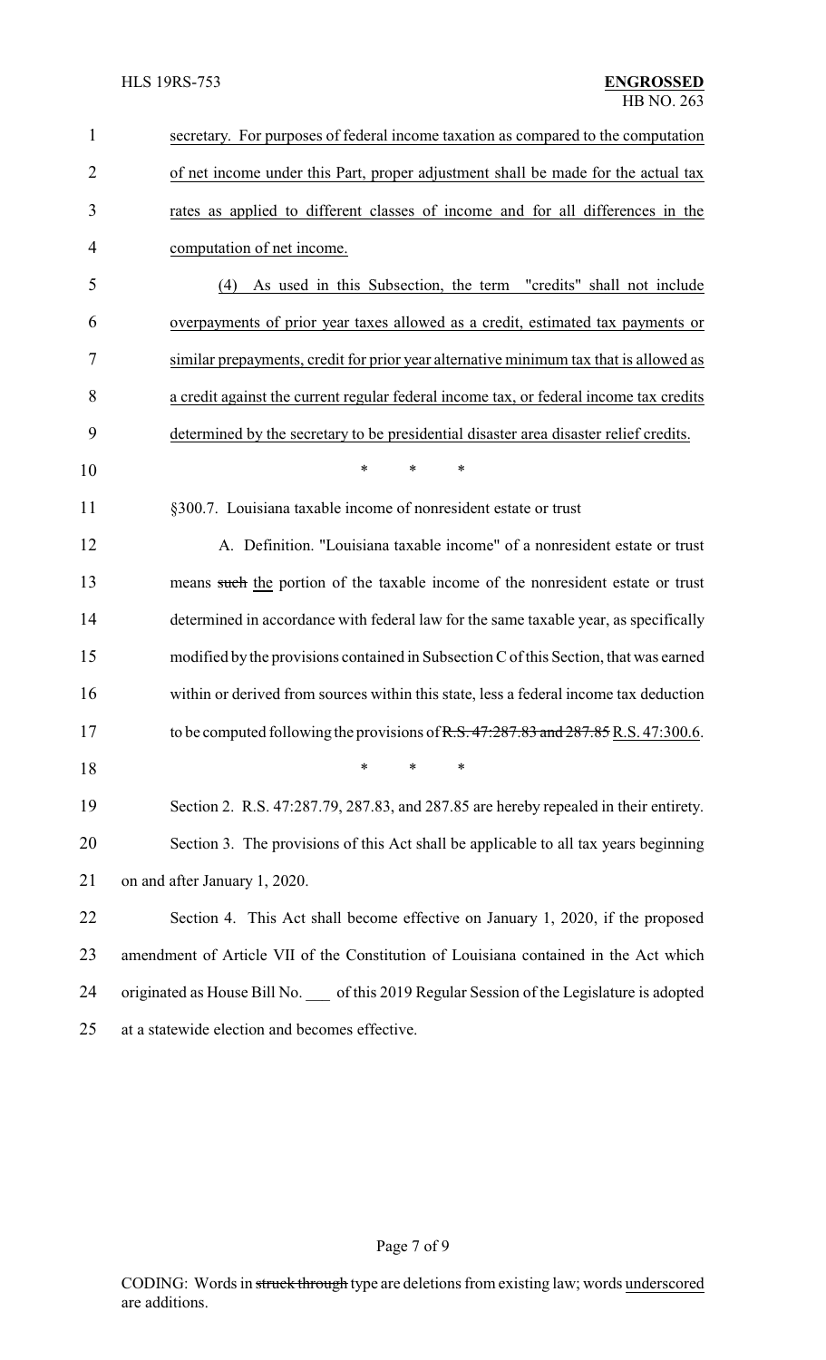secretary. For purposes of federal income taxation as compared to the computation of net income under this Part, proper adjustment shall be made for the actual tax rates as applied to different classes of income and for all differences in the computation of net income.

(4) As used in this Subsection, the term "credits" shall not include overpayments of prior year taxes allowed as a credit, estimated tax payments or similar prepayments, credit for prior year alternative minimum tax that is allowed as a credit against the current regular federal income tax, or federal income tax credits determined by the secretary to be presidential disaster area disaster relief credits.

\* \* \*

§300.7. Louisiana taxable income of nonresident estate or trust

A. Definition. "Louisiana taxable income" of a nonresident estate or trust means ~~such~~ the portion of the taxable income of the nonresident estate or trust determined in accordance with federal law for the same taxable year, as specifically modified by the provisions contained in Subsection C of this Section, that was earned within or derived from sources within this state, less a federal income tax deduction to be computed following the provisions of ~~R.S. 47:287.83 and 287.85~~ R.S. 47:300.6.

\* \* \*

Section 2. R.S. 47:287.79, 287.83, and 287.85 are hereby repealed in their entirety.

Section 3. The provisions of this Act shall be applicable to all tax years beginning on and after January 1, 2020.

Section 4. This Act shall become effective on January 1, 2020, if the proposed amendment of Article VII of the Constitution of Louisiana contained in the Act which originated as House Bill No. \_\_\_ of this 2019 Regular Session of the Legislature is adopted at a statewide election and becomes effective.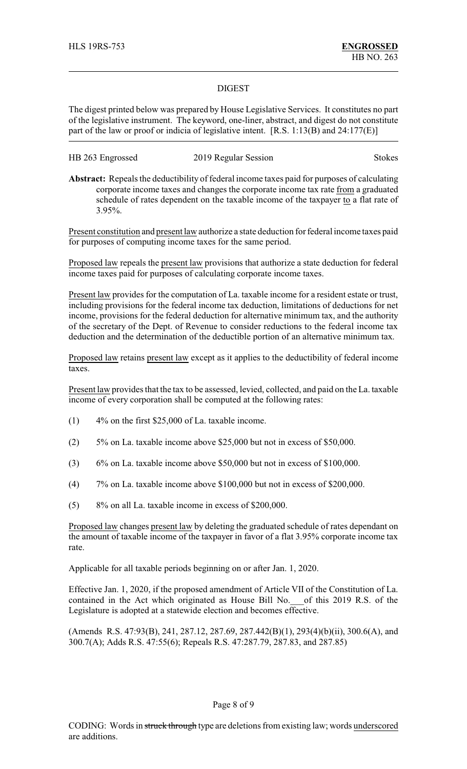HLS 19RS-753 **ENGROSSED**
HB NO. 263

## DIGEST

The digest printed below was prepared by House Legislative Services. It constitutes no part of the legislative instrument. The keyword, one-liner, abstract, and digest do not constitute part of the law or proof or indicia of legislative intent. [R.S. 1:13(B) and 24:177(E)]

HB 263 Engrossed 2019 Regular Session Stokes

**Abstract:** Repeals the deductibility of federal income taxes paid for purposes of calculating corporate income taxes and changes the corporate income tax rate from a graduated schedule of rates dependent on the taxable income of the taxpayer to a flat rate of 3.95%.

Present constitution and present law authorize a state deduction for federal income taxes paid for purposes of computing income taxes for the same period.

Proposed law repeals the present law provisions that authorize a state deduction for federal income taxes paid for purposes of calculating corporate income taxes.

Present law provides for the computation of La. taxable income for a resident estate or trust, including provisions for the federal income tax deduction, limitations of deductions for net income, provisions for the federal deduction for alternative minimum tax, and the authority of the secretary of the Dept. of Revenue to consider reductions to the federal income tax deduction and the determination of the deductible portion of an alternative minimum tax.

Proposed law retains present law except as it applies to the deductibility of federal income taxes.

Present law provides that the tax to be assessed, levied, collected, and paid on the La. taxable income of every corporation shall be computed at the following rates:

(1) 4% on the first $25,000 of La. taxable income.

(2) 5% on La. taxable income above $25,000 but not in excess of $50,000.

(3) 6% on La. taxable income above $50,000 but not in excess of $100,000.

(4) 7% on La. taxable income above $100,000 but not in excess of $200,000.

(5) 8% on all La. taxable income in excess of $200,000.

Proposed law changes present law by deleting the graduated schedule of rates dependant on the amount of taxable income of the taxpayer in favor of a flat 3.95% corporate income tax rate.

Applicable for all taxable periods beginning on or after Jan. 1, 2020.

Effective Jan. 1, 2020, if the proposed amendment of Article VII of the Constitution of La. contained in the Act which originated as House Bill No.___of this 2019 R.S. of the Legislature is adopted at a statewide election and becomes effective.

(Amends R.S. 47:93(B), 241, 287.12, 287.69, 287.442(B)(1), 293(4)(b)(ii), 300.6(A), and 300.7(A); Adds R.S. 47:55(6); Repeals R.S. 47:287.79, 287.83, and 287.85)

CODING: Words in ~~struck through~~ type are deletions from existing law; words underscored are additions.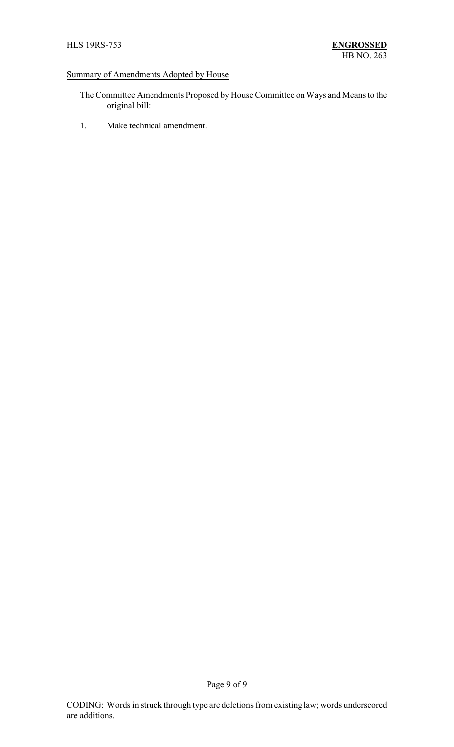Summary of Amendments Adopted by House

The Committee Amendments Proposed by House Committee on Ways and Means to the original bill:

1. Make technical amendment.

CODING: Words in ~~struck through~~ type are deletions from existing law; words underscored are additions.